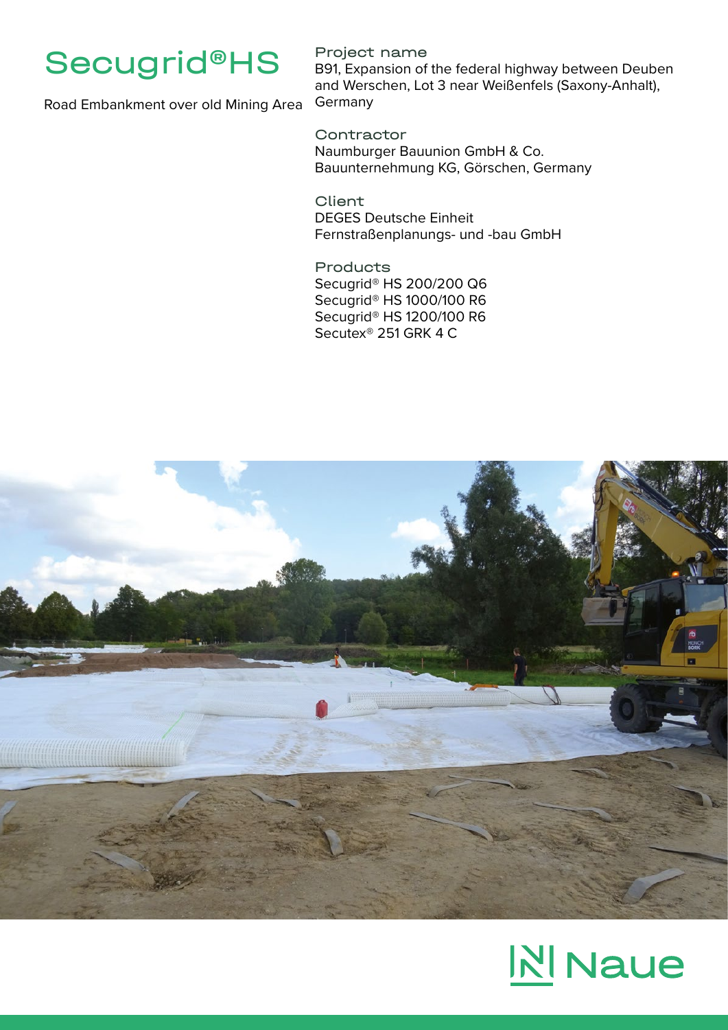# Secugrid®HS

Road Embankment over old Mining Area

### Project name

B91, Expansion of the federal highway between Deuben and Werschen, Lot 3 near Weißenfels (Saxony-Anhalt), Germany

### Contractor

Naumburger Bauunion GmbH & Co. Bauunternehmung KG, Görschen, Germany

### Client

DEGES Deutsche Einheit Fernstraßenplanungs- und -bau GmbH

### Products

Secugrid® HS 200/200 Q6
Secugrid® HS 1000/100 R6
Secugrid® HS 1200/100 R6
Secutex® 251 GRK 4 C

Naue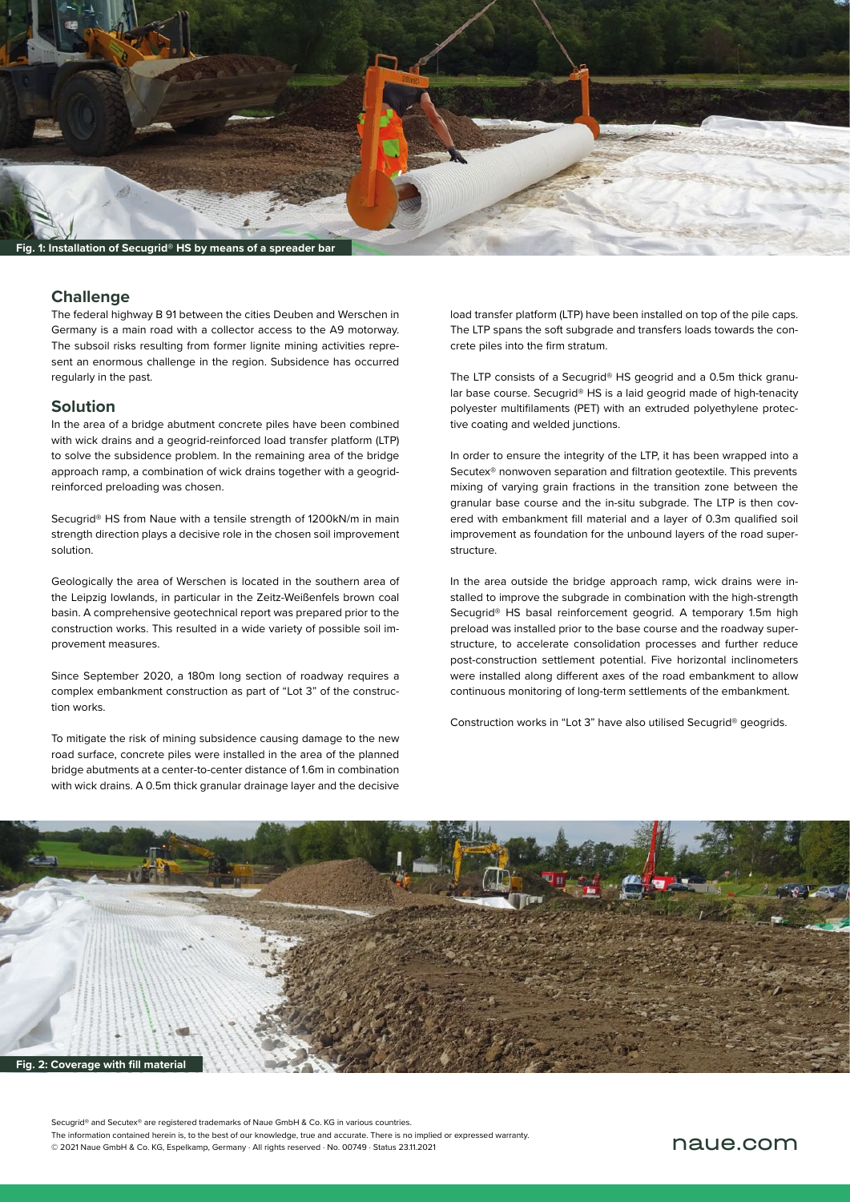Fig. 1: Installation of Secugrid® HS by means of a spreader bar

## Challenge

The federal highway B 91 between the cities Deuben and Werschen in Germany is a main road with a collector access to the A9 motorway. The subsoil risks resulting from former lignite mining activities represent an enormous challenge in the region. Subsidence has occurred regularly in the past.

## Solution

In the area of a bridge abutment concrete piles have been combined with wick drains and a geogrid-reinforced load transfer platform (LTP) to solve the subsidence problem. In the remaining area of the bridge approach ramp, a combination of wick drains together with a geogrid-reinforced preloading was chosen.

Secugrid® HS from Naue with a tensile strength of 1200kN/m in main strength direction plays a decisive role in the chosen soil improvement solution.

Geologically the area of Werschen is located in the southern area of the Leipzig lowlands, in particular in the Zeitz-Weißenfels brown coal basin. A comprehensive geotechnical report was prepared prior to the construction works. This resulted in a wide variety of possible soil improvement measures.

Since September 2020, a 180m long section of roadway requires a complex embankment construction as part of "Lot 3" of the construction works.

To mitigate the risk of mining subsidence causing damage to the new road surface, concrete piles were installed in the area of the planned bridge abutments at a center-to-center distance of 1.6m in combination with wick drains. A 0.5m thick granular drainage layer and the decisive load transfer platform (LTP) have been installed on top of the pile caps. The LTP spans the soft subgrade and transfers loads towards the concrete piles into the firm stratum.

The LTP consists of a Secugrid® HS geogrid and a 0.5m thick granular base course. Secugrid® HS is a laid geogrid made of high-tenacity polyester multifilaments (PET) with an extruded polyethylene protective coating and welded junctions.

In order to ensure the integrity of the LTP, it has been wrapped into a Secutex® nonwoven separation and filtration geotextile. This prevents mixing of varying grain fractions in the transition zone between the granular base course and the in-situ subgrade. The LTP is then covered with embankment fill material and a layer of 0.3m qualified soil improvement as foundation for the unbound layers of the road superstructure.

In the area outside the bridge approach ramp, wick drains were installed to improve the subgrade in combination with the high-strength Secugrid® HS basal reinforcement geogrid. A temporary 1.5m high preload was installed prior to the base course and the roadway superstructure, to accelerate consolidation processes and further reduce post-construction settlement potential. Five horizontal inclinometers were installed along different axes of the road embankment to allow continuous monitoring of long-term settlements of the embankment.

Construction works in "Lot 3" have also utilised Secugrid® geogrids.

Fig. 2: Coverage with fill material

Secugrid® and Secutex® are registered trademarks of Naue GmbH & Co. KG in various countries.
The information contained herein is, to the best of our knowledge, true and accurate. There is no implied or expressed warranty.
© 2021 Naue GmbH & Co. KG, Espelkamp, Germany · All rights reserved · No. 00749 · Status 23.11.2021

naue.com